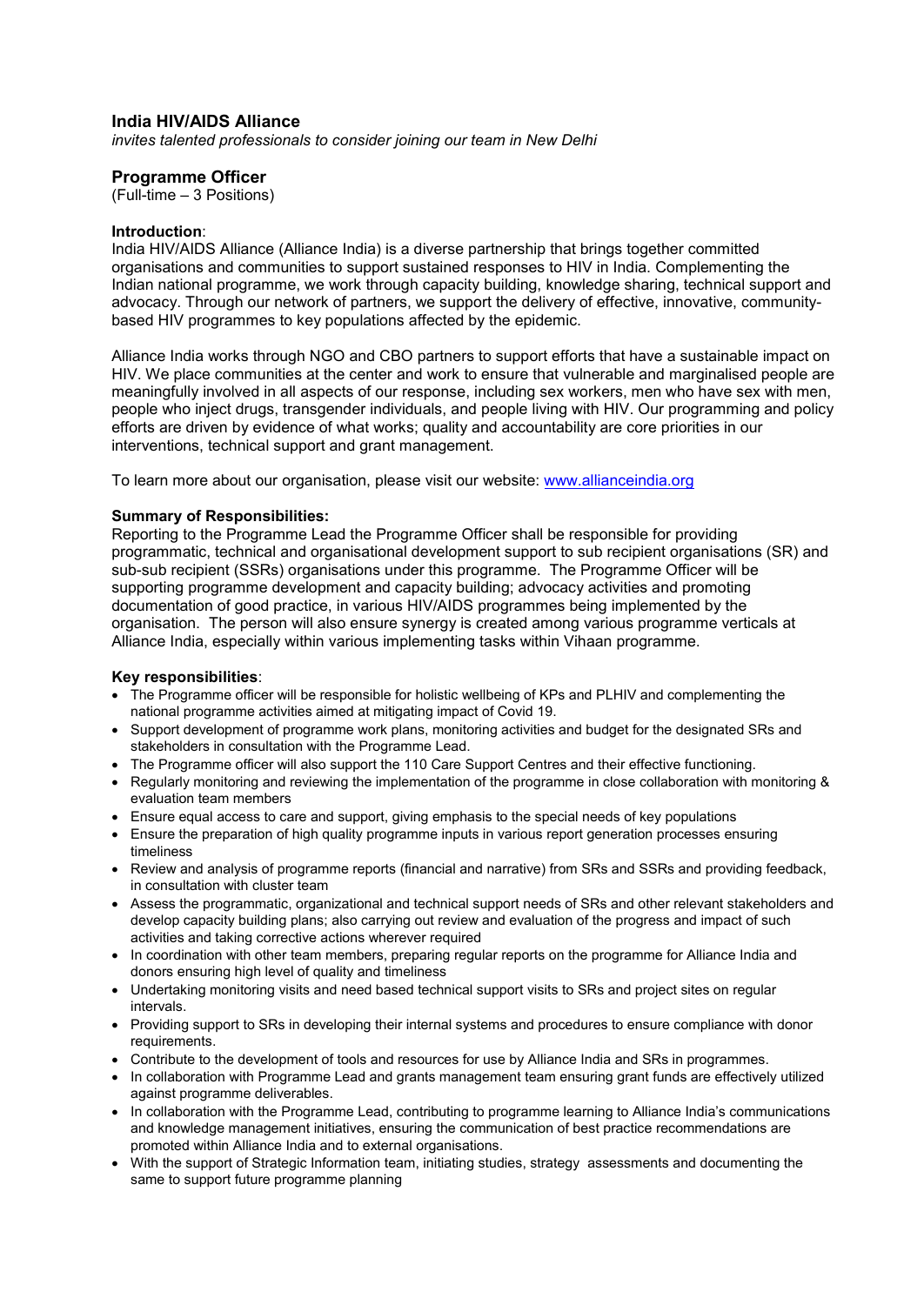## India HIV/AIDS Alliance

*invites talented professionals to consider joining our team in New Delhi*

## Programme Officer

(Full-time – 3 Positions)

**Introduction**:
India HIV/AIDS Alliance (Alliance India) is a diverse partnership that brings together committed organisations and communities to support sustained responses to HIV in India. Complementing the Indian national programme, we work through capacity building, knowledge sharing, technical support and advocacy. Through our network of partners, we support the delivery of effective, innovative, community-based HIV programmes to key populations affected by the epidemic.

Alliance India works through NGO and CBO partners to support efforts that have a sustainable impact on HIV. We place communities at the center and work to ensure that vulnerable and marginalised people are meaningfully involved in all aspects of our response, including sex workers, men who have sex with men, people who inject drugs, transgender individuals, and people living with HIV. Our programming and policy efforts are driven by evidence of what works; quality and accountability are core priorities in our interventions, technical support and grant management.

To learn more about our organisation, please visit our website: [www.allianceindia.org](http://www.allianceindia.org)

**Summary of Responsibilities:**
Reporting to the Programme Lead the Programme Officer shall be responsible for providing programmatic, technical and organisational development support to sub recipient organisations (SR) and sub-sub recipient (SSRs) organisations under this programme. The Programme Officer will be supporting programme development and capacity building; advocacy activities and promoting documentation of good practice, in various HIV/AIDS programmes being implemented by the organisation. The person will also ensure synergy is created among various programme verticals at Alliance India, especially within various implementing tasks within Vihaan programme.

**Key responsibilities**:

- The Programme officer will be responsible for holistic wellbeing of KPs and PLHIV and complementing the national programme activities aimed at mitigating impact of Covid 19.
- Support development of programme work plans, monitoring activities and budget for the designated SRs and stakeholders in consultation with the Programme Lead.
- The Programme officer will also support the 110 Care Support Centres and their effective functioning.
- Regularly monitoring and reviewing the implementation of the programme in close collaboration with monitoring & evaluation team members
- Ensure equal access to care and support, giving emphasis to the special needs of key populations
- Ensure the preparation of high quality programme inputs in various report generation processes ensuring timeliness
- Review and analysis of programme reports (financial and narrative) from SRs and SSRs and providing feedback, in consultation with cluster team
- Assess the programmatic, organizational and technical support needs of SRs and other relevant stakeholders and develop capacity building plans; also carrying out review and evaluation of the progress and impact of such activities and taking corrective actions wherever required
- In coordination with other team members, preparing regular reports on the programme for Alliance India and donors ensuring high level of quality and timeliness
- Undertaking monitoring visits and need based technical support visits to SRs and project sites on regular intervals.
- Providing support to SRs in developing their internal systems and procedures to ensure compliance with donor requirements.
- Contribute to the development of tools and resources for use by Alliance India and SRs in programmes.
- In collaboration with Programme Lead and grants management team ensuring grant funds are effectively utilized against programme deliverables.
- In collaboration with the Programme Lead, contributing to programme learning to Alliance India's communications and knowledge management initiatives, ensuring the communication of best practice recommendations are promoted within Alliance India and to external organisations.
- With the support of Strategic Information team, initiating studies, strategy assessments and documenting the same to support future programme planning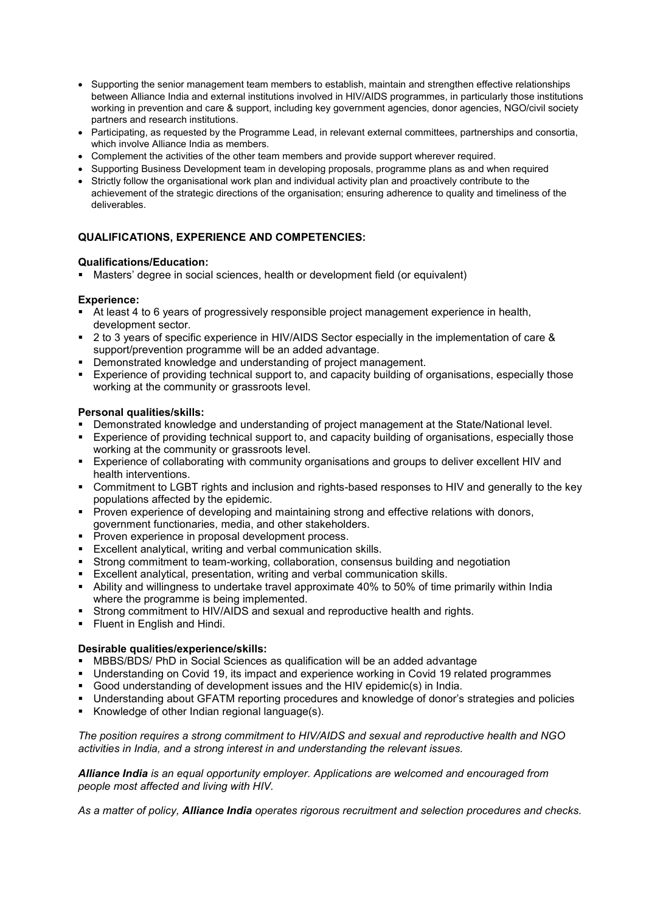- Supporting the senior management team members to establish, maintain and strengthen effective relationships between Alliance India and external institutions involved in HIV/AIDS programmes, in particularly those institutions working in prevention and care & support, including key government agencies, donor agencies, NGO/civil society partners and research institutions.
- Participating, as requested by the Programme Lead, in relevant external committees, partnerships and consortia, which involve Alliance India as members.
- Complement the activities of the other team members and provide support wherever required.
- Supporting Business Development team in developing proposals, programme plans as and when required
- Strictly follow the organisational work plan and individual activity plan and proactively contribute to the achievement of the strategic directions of the organisation; ensuring adherence to quality and timeliness of the deliverables.

**QUALIFICATIONS, EXPERIENCE AND COMPETENCIES:**

**Qualifications/Education:**

- Masters' degree in social sciences, health or development field (or equivalent)

**Experience:**

- At least 4 to 6 years of progressively responsible project management experience in health, development sector.
- 2 to 3 years of specific experience in HIV/AIDS Sector especially in the implementation of care & support/prevention programme will be an added advantage.
- Demonstrated knowledge and understanding of project management.
- Experience of providing technical support to, and capacity building of organisations, especially those working at the community or grassroots level.

**Personal qualities/skills:**

- Demonstrated knowledge and understanding of project management at the State/National level.
- Experience of providing technical support to, and capacity building of organisations, especially those working at the community or grassroots level.
- Experience of collaborating with community organisations and groups to deliver excellent HIV and health interventions.
- Commitment to LGBT rights and inclusion and rights-based responses to HIV and generally to the key populations affected by the epidemic.
- Proven experience of developing and maintaining strong and effective relations with donors, government functionaries, media, and other stakeholders.
- Proven experience in proposal development process.
- Excellent analytical, writing and verbal communication skills.
- Strong commitment to team-working, collaboration, consensus building and negotiation
- Excellent analytical, presentation, writing and verbal communication skills.
- Ability and willingness to undertake travel approximate 40% to 50% of time primarily within India where the programme is being implemented.
- Strong commitment to HIV/AIDS and sexual and reproductive health and rights.
- Fluent in English and Hindi.

**Desirable qualities/experience/skills:**

- MBBS/BDS/ PhD in Social Sciences as qualification will be an added advantage
- Understanding on Covid 19, its impact and experience working in Covid 19 related programmes
- Good understanding of development issues and the HIV epidemic(s) in India.
- Understanding about GFATM reporting procedures and knowledge of donor's strategies and policies
- Knowledge of other Indian regional language(s).

*The position requires a strong commitment to HIV/AIDS and sexual and reproductive health and NGO activities in India, and a strong interest in and understanding the relevant issues.*

***Alliance India** is an equal opportunity employer. Applications are welcomed and encouraged from people most affected and living with HIV.*

*As a matter of policy, **Alliance India** operates rigorous recruitment and selection procedures and checks.*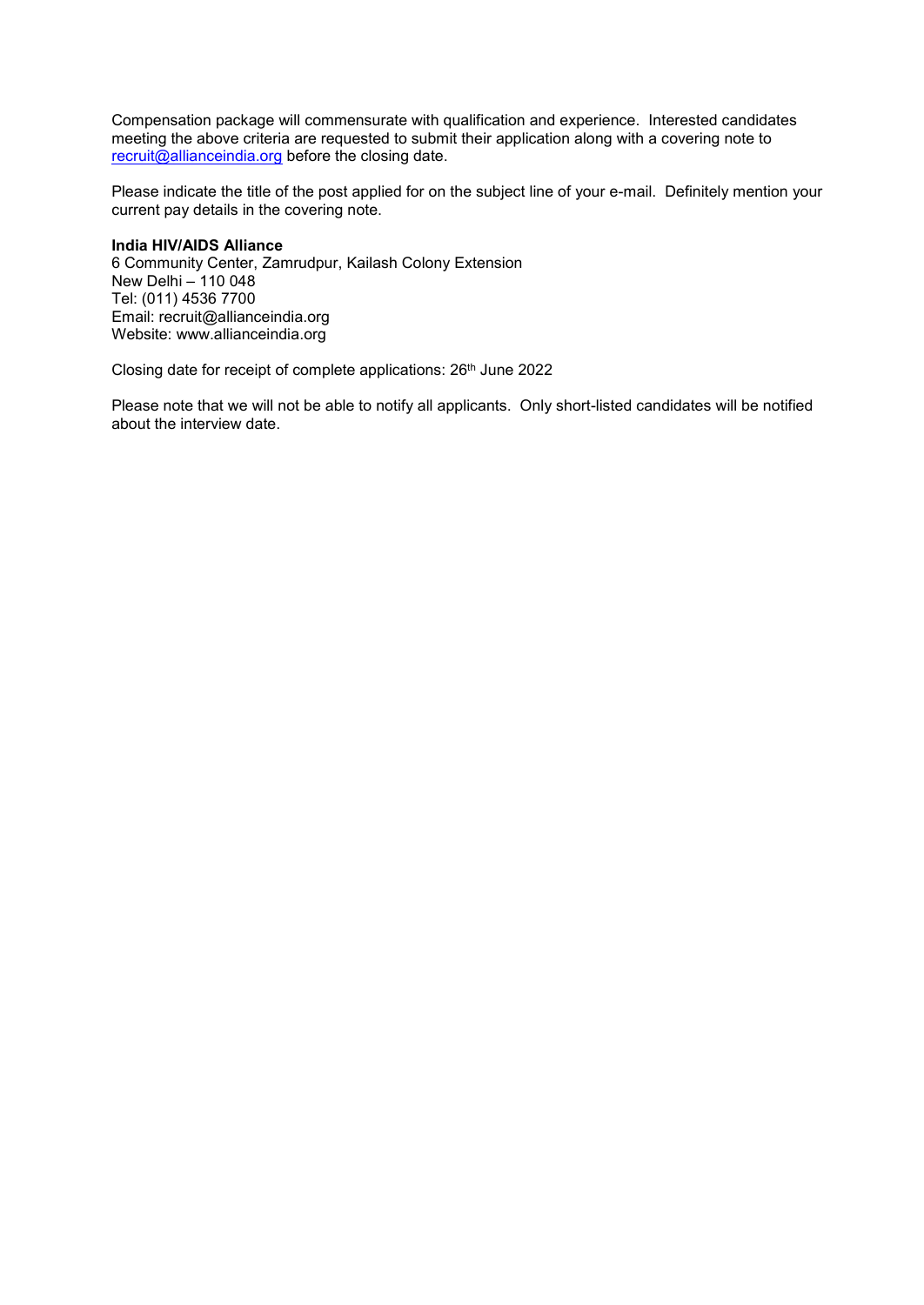Compensation package will commensurate with qualification and experience. Interested candidates meeting the above criteria are requested to submit their application along with a covering note to recruit@allianceindia.org before the closing date.

Please indicate the title of the post applied for on the subject line of your e-mail. Definitely mention your current pay details in the covering note.

**India HIV/AIDS Alliance**
6 Community Center, Zamrudpur, Kailash Colony Extension
New Delhi – 110 048
Tel: (011) 4536 7700
Email: recruit@allianceindia.org
Website: www.allianceindia.org

Closing date for receipt of complete applications: 26th June 2022

Please note that we will not be able to notify all applicants. Only short-listed candidates will be notified about the interview date.